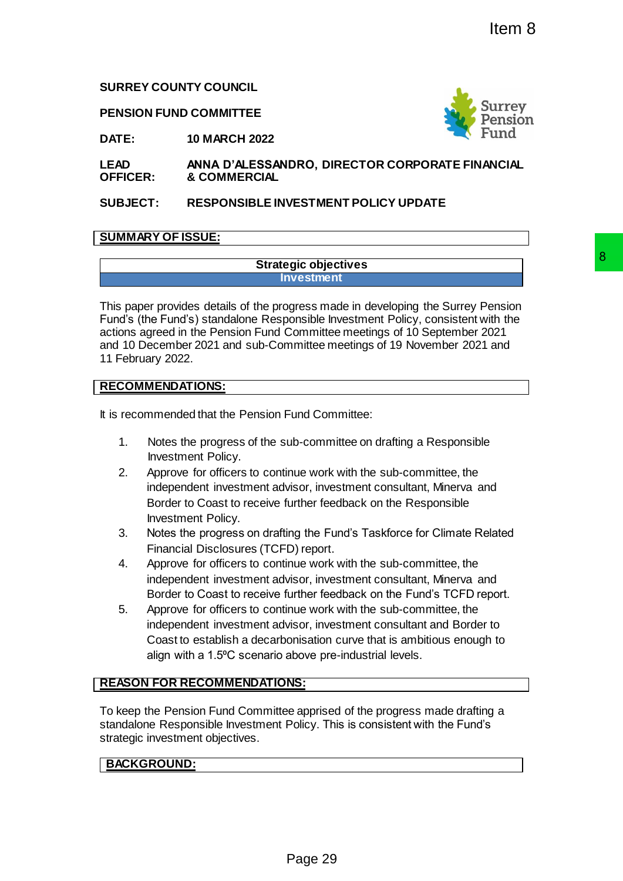Item 8

**SURREY COUNTY COUNCIL**

**PENSION FUND COMMITTEE**

**DATE:** **10 MARCH 2022**

**LEAD OFFICER:** **ANNA D'ALESSANDRO, DIRECTOR CORPORATE FINANCIAL & COMMERCIAL**

**SUBJECT:** **RESPONSIBLE INVESTMENT POLICY UPDATE**

## SUMMARY OF ISSUE:

| Strategic objectives |
|---|
| Investment |

This paper provides details of the progress made in developing the Surrey Pension Fund's (the Fund's) standalone Responsible Investment Policy, consistent with the actions agreed in the Pension Fund Committee meetings of 10 September 2021 and 10 December 2021 and sub-Committee meetings of 19 November 2021 and 11 February 2022.

## RECOMMENDATIONS:

It is recommended that the Pension Fund Committee:

1. Notes the progress of the sub-committee on drafting a Responsible Investment Policy.
2. Approve for officers to continue work with the sub-committee, the independent investment advisor, investment consultant, Minerva and Border to Coast to receive further feedback on the Responsible Investment Policy.
3. Notes the progress on drafting the Fund's Taskforce for Climate Related Financial Disclosures (TCFD) report.
4. Approve for officers to continue work with the sub-committee, the independent investment advisor, investment consultant, Minerva and Border to Coast to receive further feedback on the Fund's TCFD report.
5. Approve for officers to continue work with the sub-committee, the independent investment advisor, investment consultant and Border to Coast to establish a decarbonisation curve that is ambitious enough to align with a 1.5ºC scenario above pre-industrial levels.

## REASON FOR RECOMMENDATIONS:

To keep the Pension Fund Committee apprised of the progress made drafting a standalone Responsible Investment Policy. This is consistent with the Fund's strategic investment objectives.

## BACKGROUND: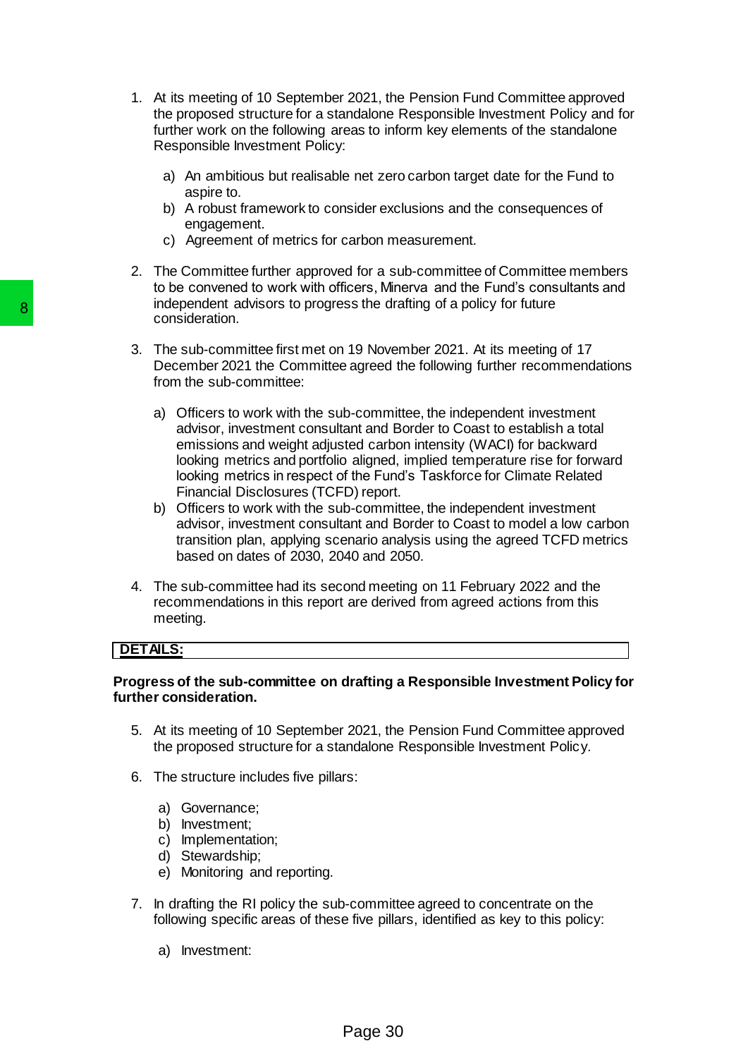1. At its meeting of 10 September 2021, the Pension Fund Committee approved the proposed structure for a standalone Responsible Investment Policy and for further work on the following areas to inform key elements of the standalone Responsible Investment Policy:

    a) An ambitious but realisable net zero carbon target date for the Fund to aspire to.
    b) A robust framework to consider exclusions and the consequences of engagement.
    c) Agreement of metrics for carbon measurement.

2. The Committee further approved for a sub-committee of Committee members to be convened to work with officers, Minerva and the Fund's consultants and independent advisors to progress the drafting of a policy for future consideration.

3. The sub-committee first met on 19 November 2021. At its meeting of 17 December 2021 the Committee agreed the following further recommendations from the sub-committee:

    a) Officers to work with the sub-committee, the independent investment advisor, investment consultant and Border to Coast to establish a total emissions and weight adjusted carbon intensity (WACI) for backward looking metrics and portfolio aligned, implied temperature rise for forward looking metrics in respect of the Fund's Taskforce for Climate Related Financial Disclosures (TCFD) report.
    b) Officers to work with the sub-committee, the independent investment advisor, investment consultant and Border to Coast to model a low carbon transition plan, applying scenario analysis using the agreed TCFD metrics based on dates of 2030, 2040 and 2050.

4. The sub-committee had its second meeting on 11 February 2022 and the recommendations in this report are derived from agreed actions from this meeting.

## DETAILS:

**Progress of the sub-committee on drafting a Responsible Investment Policy for further consideration.**

5. At its meeting of 10 September 2021, the Pension Fund Committee approved the proposed structure for a standalone Responsible Investment Policy.

6. The structure includes five pillars:

    a) Governance;
    b) Investment;
    c) Implementation;
    d) Stewardship;
    e) Monitoring and reporting.

7. In drafting the RI policy the sub-committee agreed to concentrate on the following specific areas of these five pillars, identified as key to this policy:

    a) Investment: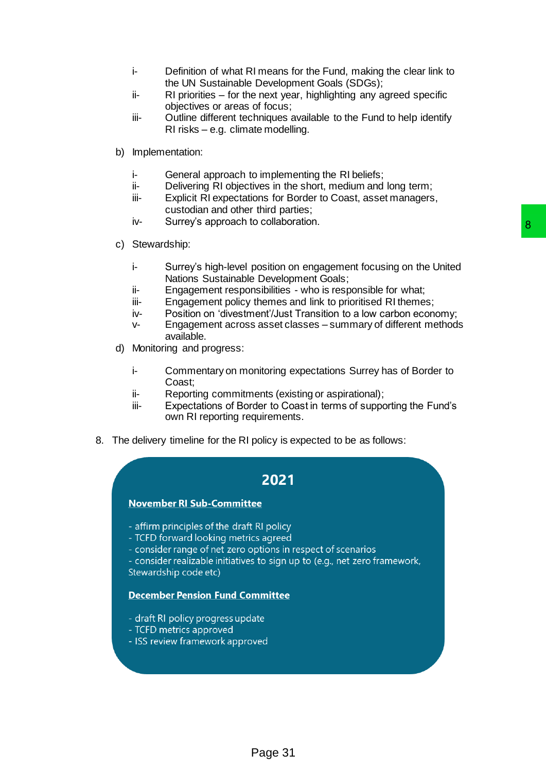i- Definition of what RI means for the Fund, making the clear link to the UN Sustainable Development Goals (SDGs);

ii- RI priorities – for the next year, highlighting any agreed specific objectives or areas of focus;

iii- Outline different techniques available to the Fund to help identify RI risks – e.g. climate modelling.

b) Implementation:

i- General approach to implementing the RI beliefs;

ii- Delivering RI objectives in the short, medium and long term;

iii- Explicit RI expectations for Border to Coast, asset managers, custodian and other third parties;

iv- Surrey's approach to collaboration.

c) Stewardship:

i- Surrey's high-level position on engagement focusing on the United Nations Sustainable Development Goals;

ii- Engagement responsibilities - who is responsible for what;

iii- Engagement policy themes and link to prioritised RI themes;

iv- Position on 'divestment'/Just Transition to a low carbon economy;

v- Engagement across asset classes – summary of different methods available.

d) Monitoring and progress:

i- Commentary on monitoring expectations Surrey has of Border to Coast;

ii- Reporting commitments (existing or aspirational);

iii- Expectations of Border to Coast in terms of supporting the Fund's own RI reporting requirements.

8. The delivery timeline for the RI policy is expected to be as follows:

**2021**

**November RI Sub-Committee**

- affirm principles of the draft RI policy
- TCFD forward looking metrics agreed
- consider range of net zero options in respect of scenarios
- consider realizable initiatives to sign up to (e.g., net zero framework, Stewardship code etc)

**December Pension Fund Committee**

- draft RI policy progress update
- TCFD metrics approved
- ISS review framework approved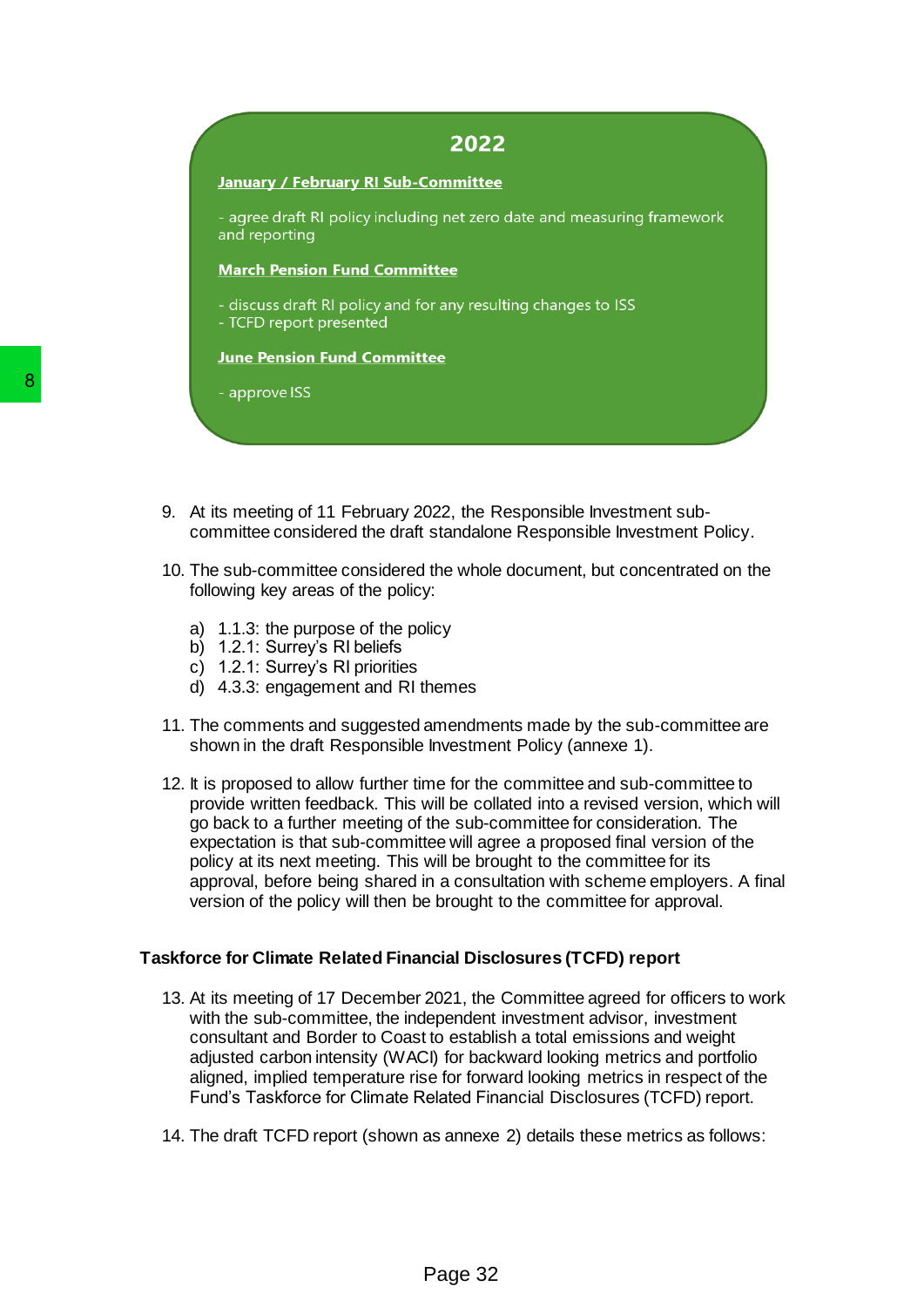**2022**

**January / February RI Sub-Committee**

- agree draft RI policy including net zero date and measuring framework and reporting

**March Pension Fund Committee**

- discuss draft RI policy and for any resulting changes to ISS
- TCFD report presented

**June Pension Fund Committee**

- approve ISS

9. At its meeting of 11 February 2022, the Responsible Investment sub-committee considered the draft standalone Responsible Investment Policy.

10. The sub-committee considered the whole document, but concentrated on the following key areas of the policy:

    a) 1.1.3: the purpose of the policy
    b) 1.2.1: Surrey's RI beliefs
    c) 1.2.1: Surrey's RI priorities
    d) 4.3.3: engagement and RI themes

11. The comments and suggested amendments made by the sub-committee are shown in the draft Responsible Investment Policy (annexe 1).

12. It is proposed to allow further time for the committee and sub-committee to provide written feedback. This will be collated into a revised version, which will go back to a further meeting of the sub-committee for consideration. The expectation is that sub-committee will agree a proposed final version of the policy at its next meeting. This will be brought to the committee for its approval, before being shared in a consultation with scheme employers. A final version of the policy will then be brought to the committee for approval.

### Taskforce for Climate Related Financial Disclosures (TCFD) report

13. At its meeting of 17 December 2021, the Committee agreed for officers to work with the sub-committee, the independent investment advisor, investment consultant and Border to Coast to establish a total emissions and weight adjusted carbon intensity (WACI) for backward looking metrics and portfolio aligned, implied temperature rise for forward looking metrics in respect of the Fund's Taskforce for Climate Related Financial Disclosures (TCFD) report.

14. The draft TCFD report (shown as annexe 2) details these metrics as follows: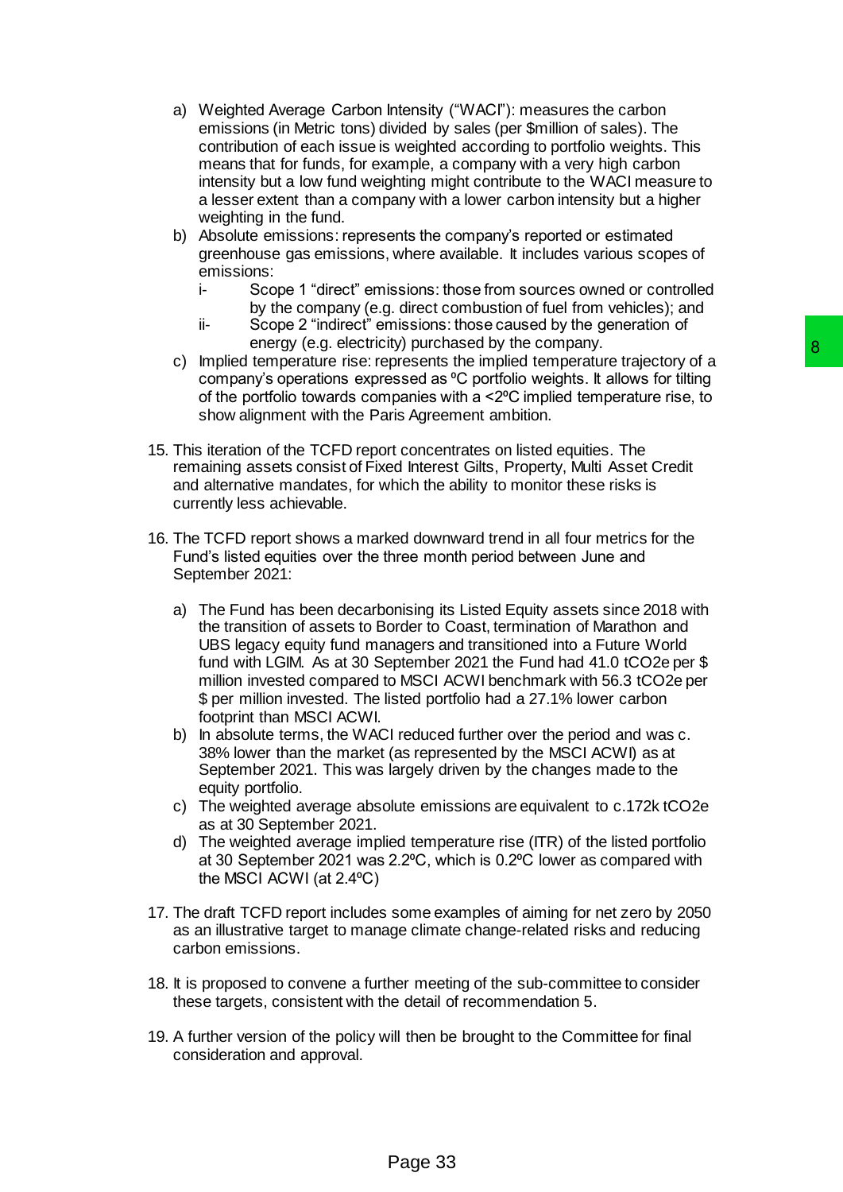a) Weighted Average Carbon Intensity ("WACI"): measures the carbon emissions (in Metric tons) divided by sales (per $million of sales). The contribution of each issue is weighted according to portfolio weights. This means that for funds, for example, a company with a very high carbon intensity but a low fund weighting might contribute to the WACI measure to a lesser extent than a company with a lower carbon intensity but a higher weighting in the fund.

b) Absolute emissions: represents the company's reported or estimated greenhouse gas emissions, where available. It includes various scopes of emissions:
   - i- Scope 1 "direct" emissions: those from sources owned or controlled by the company (e.g. direct combustion of fuel from vehicles); and
   - ii- Scope 2 "indirect" emissions: those caused by the generation of energy (e.g. electricity) purchased by the company.

c) Implied temperature rise: represents the implied temperature trajectory of a company's operations expressed as ºC portfolio weights. It allows for tilting of the portfolio towards companies with a <2ºC implied temperature rise, to show alignment with the Paris Agreement ambition.

15. This iteration of the TCFD report concentrates on listed equities. The remaining assets consist of Fixed Interest Gilts, Property, Multi Asset Credit and alternative mandates, for which the ability to monitor these risks is currently less achievable.

16. The TCFD report shows a marked downward trend in all four metrics for the Fund's listed equities over the three month period between June and September 2021:

a) The Fund has been decarbonising its Listed Equity assets since 2018 with the transition of assets to Border to Coast, termination of Marathon and UBS legacy equity fund managers and transitioned into a Future World fund with LGIM. As at 30 September 2021 the Fund had 41.0 tCO2e per $ million invested compared to MSCI ACWI benchmark with 56.3 tCO2e per $ per million invested. The listed portfolio had a 27.1% lower carbon footprint than MSCI ACWI.

b) In absolute terms, the WACI reduced further over the period and was c. 38% lower than the market (as represented by the MSCI ACWI) as at September 2021. This was largely driven by the changes made to the equity portfolio.

c) The weighted average absolute emissions are equivalent to c.172k tCO2e as at 30 September 2021.

d) The weighted average implied temperature rise (ITR) of the listed portfolio at 30 September 2021 was 2.2ºC, which is 0.2ºC lower as compared with the MSCI ACWI (at 2.4ºC)

17. The draft TCFD report includes some examples of aiming for net zero by 2050 as an illustrative target to manage climate change-related risks and reducing carbon emissions.

18. It is proposed to convene a further meeting of the sub-committee to consider these targets, consistent with the detail of recommendation 5.

19. A further version of the policy will then be brought to the Committee for final consideration and approval.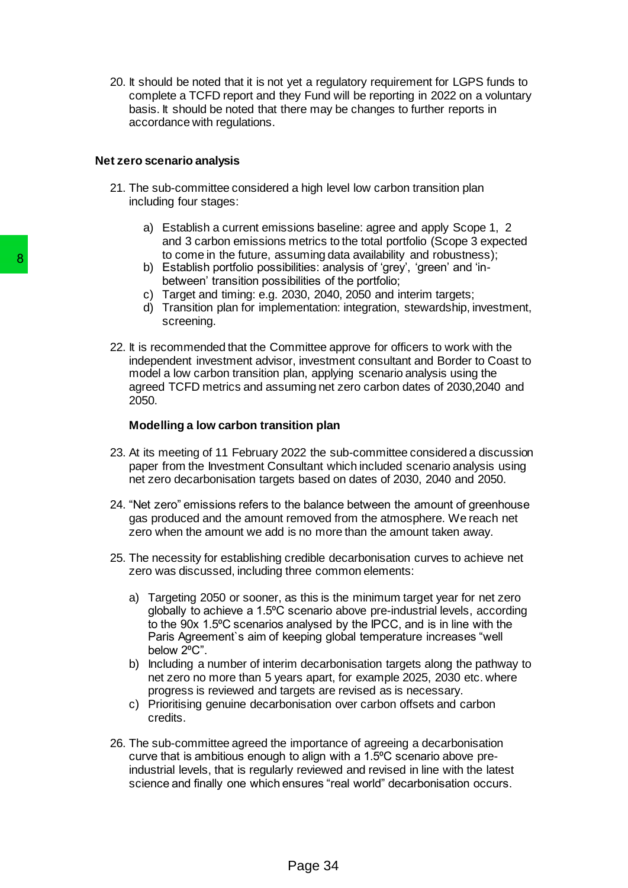20. It should be noted that it is not yet a regulatory requirement for LGPS funds to complete a TCFD report and they Fund will be reporting in 2022 on a voluntary basis. It should be noted that there may be changes to further reports in accordance with regulations.

**Net zero scenario analysis**

21. The sub-committee considered a high level low carbon transition plan including four stages:

    a) Establish a current emissions baseline: agree and apply Scope 1, 2 and 3 carbon emissions metrics to the total portfolio (Scope 3 expected to come in the future, assuming data availability and robustness);
    b) Establish portfolio possibilities: analysis of 'grey', 'green' and 'in-between' transition possibilities of the portfolio;
    c) Target and timing: e.g. 2030, 2040, 2050 and interim targets;
    d) Transition plan for implementation: integration, stewardship, investment, screening.

22. It is recommended that the Committee approve for officers to work with the independent investment advisor, investment consultant and Border to Coast to model a low carbon transition plan, applying scenario analysis using the agreed TCFD metrics and assuming net zero carbon dates of 2030,2040 and 2050.

**Modelling a low carbon transition plan**

23. At its meeting of 11 February 2022 the sub-committee considered a discussion paper from the Investment Consultant which included scenario analysis using net zero decarbonisation targets based on dates of 2030, 2040 and 2050.

24. "Net zero" emissions refers to the balance between the amount of greenhouse gas produced and the amount removed from the atmosphere. We reach net zero when the amount we add is no more than the amount taken away.

25. The necessity for establishing credible decarbonisation curves to achieve net zero was discussed, including three common elements:

    a) Targeting 2050 or sooner, as this is the minimum target year for net zero globally to achieve a 1.5ºC scenario above pre-industrial levels, according to the 90x 1.5ºC scenarios analysed by the IPCC, and is in line with the Paris Agreement`s aim of keeping global temperature increases "well below 2ºC".
    b) Including a number of interim decarbonisation targets along the pathway to net zero no more than 5 years apart, for example 2025, 2030 etc. where progress is reviewed and targets are revised as is necessary.
    c) Prioritising genuine decarbonisation over carbon offsets and carbon credits.

26. The sub-committee agreed the importance of agreeing a decarbonisation curve that is ambitious enough to align with a 1.5ºC scenario above pre-industrial levels, that is regularly reviewed and revised in line with the latest science and finally one which ensures "real world" decarbonisation occurs.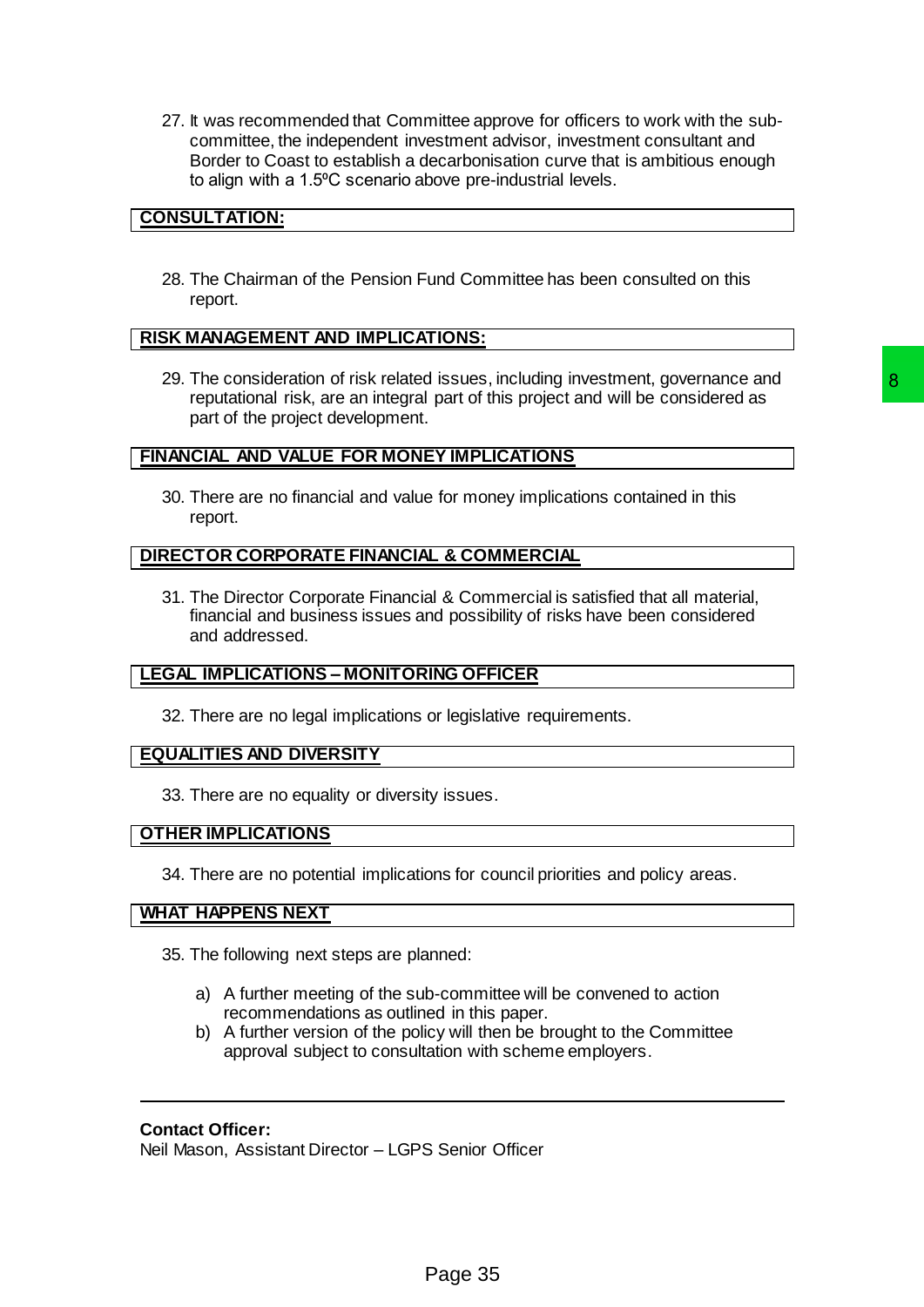27. It was recommended that Committee approve for officers to work with the sub-committee, the independent investment advisor, investment consultant and Border to Coast to establish a decarbonisation curve that is ambitious enough to align with a 1.5ºC scenario above pre-industrial levels.

## CONSULTATION:

28. The Chairman of the Pension Fund Committee has been consulted on this report.

## RISK MANAGEMENT AND IMPLICATIONS:

29. The consideration of risk related issues, including investment, governance and reputational risk, are an integral part of this project and will be considered as part of the project development.

## FINANCIAL AND VALUE FOR MONEY IMPLICATIONS

30. There are no financial and value for money implications contained in this report.

## DIRECTOR CORPORATE FINANCIAL & COMMERCIAL

31. The Director Corporate Financial & Commercial is satisfied that all material, financial and business issues and possibility of risks have been considered and addressed.

## LEGAL IMPLICATIONS – MONITORING OFFICER

32. There are no legal implications or legislative requirements.

## EQUALITIES AND DIVERSITY

33. There are no equality or diversity issues.

## OTHER IMPLICATIONS

34. There are no potential implications for council priorities and policy areas.

## WHAT HAPPENS NEXT

35. The following next steps are planned:

    a) A further meeting of the sub-committee will be convened to action recommendations as outlined in this paper.
    b) A further version of the policy will then be brought to the Committee approval subject to consultation with scheme employers.

---

**Contact Officer:**
Neil Mason, Assistant Director – LGPS Senior Officer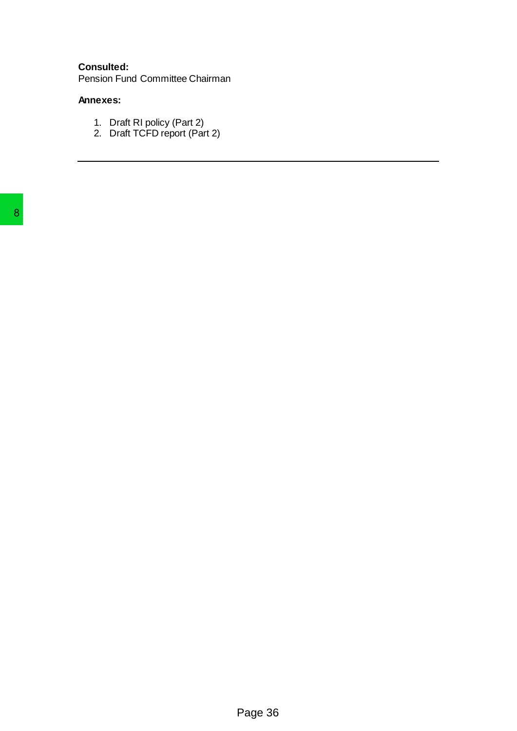**Consulted:**
Pension Fund Committee Chairman

**Annexes:**

1. Draft RI policy (Part 2)
2. Draft TCFD report (Part 2)

---